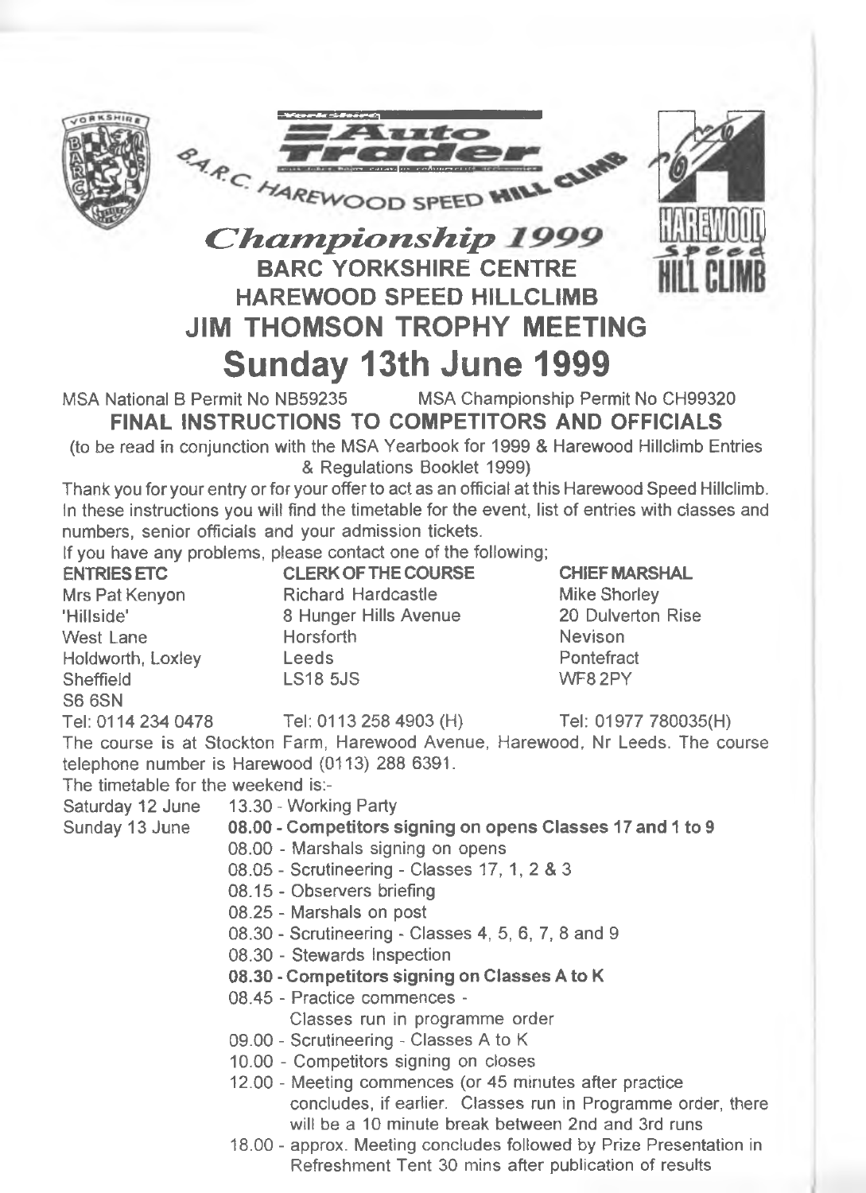Yorkshire Auto Trader

B.A.R.C. HAREWOOD SPEED HILL CLIMB

HAREWOOD Speed HILL CLIMB

# *Championship 1999*

## BARC YORKSHIRE CENTRE
## HAREWOOD SPEED HILLCLIMB
## JIM THOMSON TROPHY MEETING
# Sunday 13th June 1999

MSA National B Permit No NB59235 MSA Championship Permit No CH99320

**FINAL INSTRUCTIONS TO COMPETITORS AND OFFICIALS**

(to be read in conjunction with the MSA Yearbook for 1999 & Harewood Hillclimb Entries & Regulations Booklet 1999)

Thank you for your entry or for your offer to act as an official at this Harewood Speed Hillclimb. In these instructions you will find the timetable for the event, list of entries with classes and numbers, senior officials and your admission tickets.

If you have any problems, please contact one of the following;

| ENTRIES ETC | CLERK OF THE COURSE | CHIEF MARSHAL |
|---|---|---|
| Mrs Pat Kenyon | Richard Hardcastle | Mike Shorley |
| 'Hillside' | 8 Hunger Hills Avenue | 20 Dulverton Rise |
| West Lane | Horsforth | Nevison |
| Holdworth, Loxley | Leeds | Pontefract |
| Sheffield | LS18 5JS | WF8 2PY |
| S6 6SN | | |
| Tel: 0114 234 0478 | Tel: 0113 258 4903 (H) | Tel: 01977 780035(H) |

The course is at Stockton Farm, Harewood Avenue, Harewood, Nr Leeds. The course telephone number is Harewood (0113) 288 6391.

The timetable for the weekend is:-

Saturday 12 June
- 13.30 - Working Party

Sunday 13 June
- **08.00 - Competitors signing on opens Classes 17 and 1 to 9**
- 08.00 - Marshals signing on opens
- 08.05 - Scrutineering - Classes 17, 1, 2 & 3
- 08.15 - Observers briefing
- 08.25 - Marshals on post
- 08.30 - Scrutineering - Classes 4, 5, 6, 7, 8 and 9
- 08.30 - Stewards Inspection
- **08.30 - Competitors signing on Classes A to K**
- 08.45 - Practice commences - Classes run in programme order
- 09.00 - Scrutineering - Classes A to K
- 10.00 - Competitors signing on closes
- 12.00 - Meeting commences (or 45 minutes after practice concludes, if earlier. Classes run in Programme order, there will be a 10 minute break between 2nd and 3rd runs
- 18.00 - approx. Meeting concludes followed by Prize Presentation in Refreshment Tent 30 mins after publication of results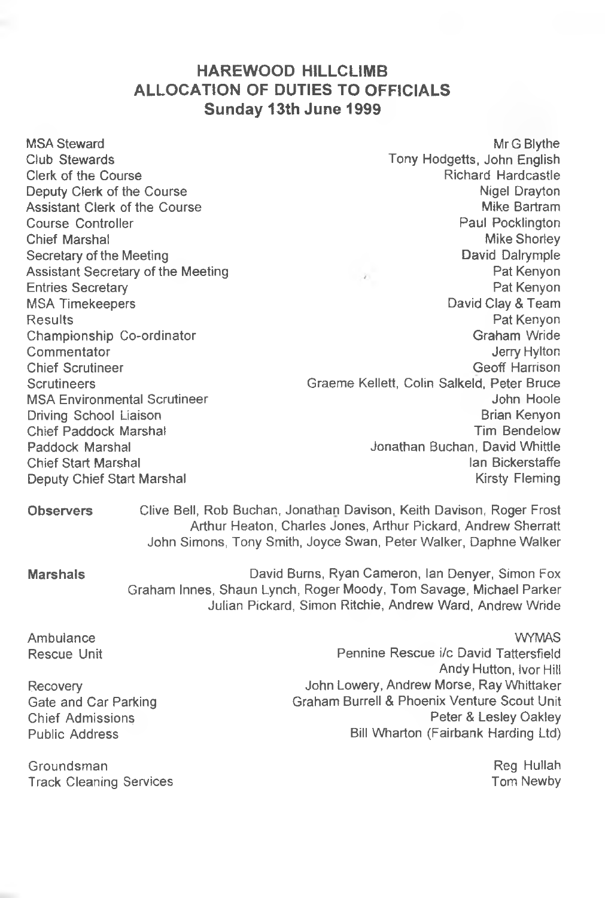# HAREWOOD HILLCLIMB
## ALLOCATION OF DUTIES TO OFFICIALS
### Sunday 13th June 1999

| | |
|---|---|
| MSA Steward | Mr G Blythe |
| Club Stewards | Tony Hodgetts, John English |
| Clerk of the Course | Richard Hardcastle |
| Deputy Clerk of the Course | Nigel Drayton |
| Assistant Clerk of the Course | Mike Bartram |
| Course Controller | Paul Pocklington |
| Chief Marshal | Mike Shorley |
| Secretary of the Meeting | David Dalrymple |
| Assistant Secretary of the Meeting | Pat Kenyon |
| Entries Secretary | Pat Kenyon |
| MSA Timekeepers | David Clay & Team |
| Results | Pat Kenyon |
| Championship Co-ordinator | Graham Wride |
| Commentator | Jerry Hylton |
| Chief Scrutineer | Geoff Harrison |
| Scrutineers | Graeme Kellett, Colin Salkeld, Peter Bruce |
| MSA Environmental Scrutineer | John Hoole |
| Driving School Liaison | Brian Kenyon |
| Chief Paddock Marshal | Tim Bendelow |
| Paddock Marshal | Jonathan Buchan, David Whittle |
| Chief Start Marshal | Ian Bickerstaffe |
| Deputy Chief Start Marshal | Kirsty Fleming |

**Observers** Clive Bell, Rob Buchan, Jonathan Davison, Keith Davison, Roger Frost, Arthur Heaton, Charles Jones, Arthur Pickard, Andrew Sherratt, John Simons, Tony Smith, Joyce Swan, Peter Walker, Daphne Walker

**Marshals** David Burns, Ryan Cameron, Ian Denyer, Simon Fox, Graham Innes, Shaun Lynch, Roger Moody, Tom Savage, Michael Parker, Julian Pickard, Simon Ritchie, Andrew Ward, Andrew Wride

| | |
|---|---|
| Ambulance | WYMAS |
| Rescue Unit | Pennine Rescue i/c David Tattersfield<br>Andy Hutton, Ivor Hill |
| Recovery | John Lowery, Andrew Morse, Ray Whittaker |
| Gate and Car Parking | Graham Burrell & Phoenix Venture Scout Unit |
| Chief Admissions | Peter & Lesley Oakley |
| Public Address | Bill Wharton (Fairbank Harding Ltd) |
| Groundsman | Reg Hullah |
| Track Cleaning Services | Tom Newby |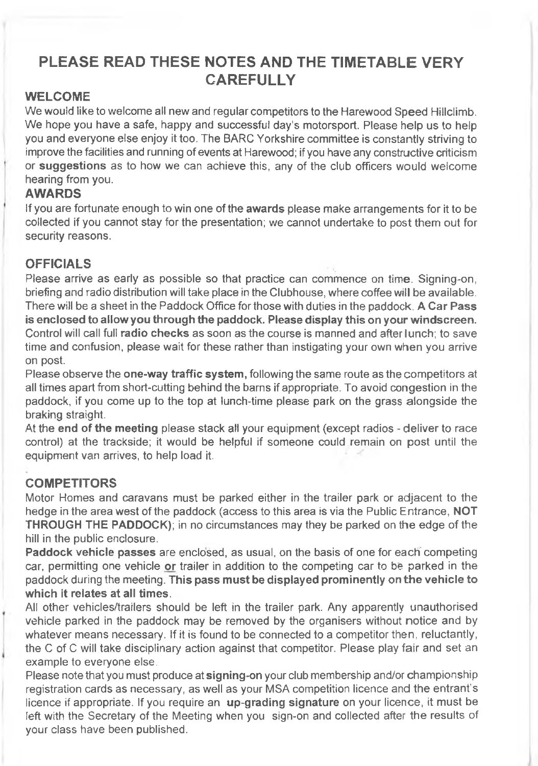# PLEASE READ THESE NOTES AND THE TIMETABLE VERY CAREFULLY

## WELCOME

We would like to welcome all new and regular competitors to the Harewood Speed Hillclimb. We hope you have a safe, happy and successful day's motorsport. Please help us to help you and everyone else enjoy it too. The BARC Yorkshire committee is constantly striving to improve the facilities and running of events at Harewood; if you have any constructive criticism or **suggestions** as to how we can achieve this, any of the club officers would welcome hearing from you.

## AWARDS

If you are fortunate enough to win one of the **awards** please make arrangements for it to be collected if you cannot stay for the presentation; we cannot undertake to post them out for security reasons.

## OFFICIALS

Please arrive as early as possible so that practice can commence on time. Signing-on, briefing and radio distribution will take place in the Clubhouse, where coffee will be available. There will be a sheet in the Paddock Office for those with duties in the paddock. **A Car Pass is enclosed to allow you through the paddock. Please display this on your windscreen.** Control will call full **radio checks** as soon as the course is manned and after lunch; to save time and confusion, please wait for these rather than instigating your own when you arrive on post.

Please observe the **one-way traffic system,** following the same route as the competitors at all times apart from short-cutting behind the barns if appropriate. To avoid congestion in the paddock, if you come up to the top at lunch-time please park on the grass alongside the braking straight.

At the **end of the meeting** please stack all your equipment (except radios - deliver to race control) at the trackside; it would be helpful if someone could remain on post until the equipment van arrives, to help load it.

## COMPETITORS

Motor Homes and caravans must be parked either in the trailer park or adjacent to the hedge in the area west of the paddock (access to this area is via the Public Entrance, **NOT THROUGH THE PADDOCK**); in no circumstances may they be parked on the edge of the hill in the public enclosure.

**Paddock vehicle passes** are enclosed, as usual, on the basis of one for each competing car, permitting one vehicle **or** trailer in addition to the competing car to be parked in the paddock during the meeting. **This pass must be displayed prominently on the vehicle to which it relates at all times**.

All other vehicles/trailers should be left in the trailer park. Any apparently unauthorised vehicle parked in the paddock may be removed by the organisers without notice and by whatever means necessary. If it is found to be connected to a competitor then, reluctantly, the C of C will take disciplinary action against that competitor. Please play fair and set an example to everyone else.

Please note that you must produce at **signing-on** your club membership and/or championship registration cards as necessary, as well as your MSA competition licence and the entrant's licence if appropriate. If you require an **up-grading signature** on your licence, it must be left with the Secretary of the Meeting when you sign-on and collected after the results of your class have been published.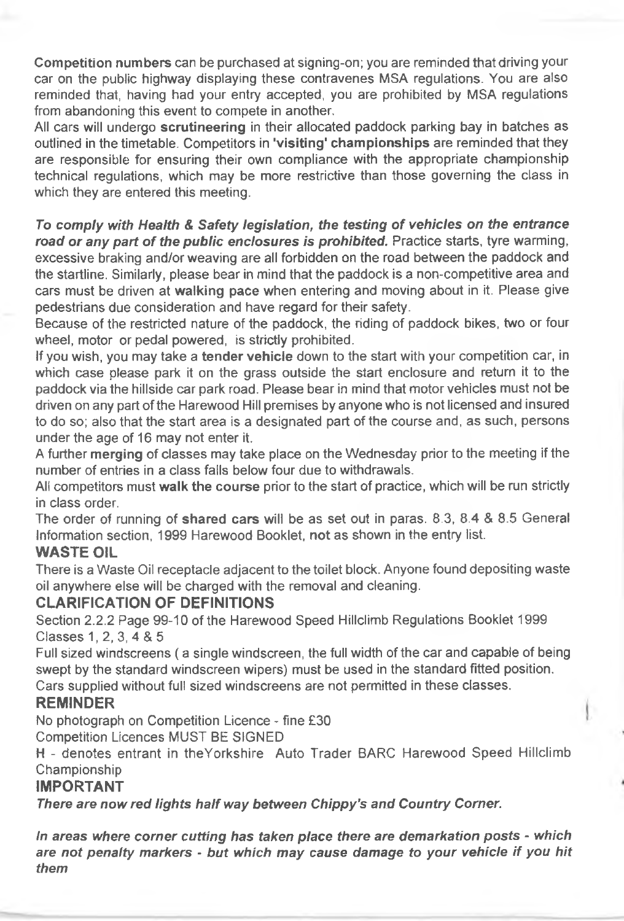**Competition numbers** can be purchased at signing-on; you are reminded that driving your car on the public highway displaying these contravenes MSA regulations. You are also reminded that, having had your entry accepted, you are prohibited by MSA regulations from abandoning this event to compete in another.

All cars will undergo **scrutineering** in their allocated paddock parking bay in batches as outlined in the timetable. Competitors in **'visiting' championships** are reminded that they are responsible for ensuring their own compliance with the appropriate championship technical regulations, which may be more restrictive than those governing the class in which they are entered this meeting.

***To comply with Health & Safety legislation, the testing of vehicles on the entrance road or any part of the public enclosures is prohibited.*** Practice starts, tyre warming, excessive braking and/or weaving are all forbidden on the road between the paddock and the startline. Similarly, please bear in mind that the paddock is a non-competitive area and cars must be driven at **walking pace** when entering and moving about in it. Please give pedestrians due consideration and have regard for their safety.

Because of the restricted nature of the paddock, the riding of paddock bikes, two or four wheel, motor or pedal powered, is strictly prohibited.

If you wish, you may take a **tender vehicle** down to the start with your competition car, in which case please park it on the grass outside the start enclosure and return it to the paddock via the hillside car park road. Please bear in mind that motor vehicles must not be driven on any part of the Harewood Hill premises by anyone who is not licensed and insured to do so; also that the start area is a designated part of the course and, as such, persons under the age of 16 may not enter it.

A further **merging** of classes may take place on the Wednesday prior to the meeting if the number of entries in a class falls below four due to withdrawals.

All competitors must **walk the course** prior to the start of practice, which will be run strictly in class order.

The order of running of **shared cars** will be as set out in paras. 8.3, 8.4 & 8.5 General Information section, 1999 Harewood Booklet, **not** as shown in the entry list.

## WASTE OIL

There is a Waste Oil receptacle adjacent to the toilet block. Anyone found depositing waste oil anywhere else will be charged with the removal and cleaning.

## CLARIFICATION OF DEFINITIONS

Section 2.2.2 Page 99-10 of the Harewood Speed Hillclimb Regulations Booklet 1999
Classes 1, 2, 3, 4 & 5

Full sized windscreens ( a single windscreen, the full width of the car and capable of being swept by the standard windscreen wipers) must be used in the standard fitted position.
Cars supplied without full sized windscreens are not permitted in these classes.

## REMINDER

No photograph on Competition Licence - fine £30

Competition Licences MUST BE SIGNED

H - denotes entrant in theYorkshire Auto Trader BARC Harewood Speed Hillclimb Championship

## IMPORTANT

***There are now red lights half way between Chippy's and Country Corner.***

***In areas where corner cutting has taken place there are demarkation posts - which are not penalty markers - but which may cause damage to your vehicle if you hit them***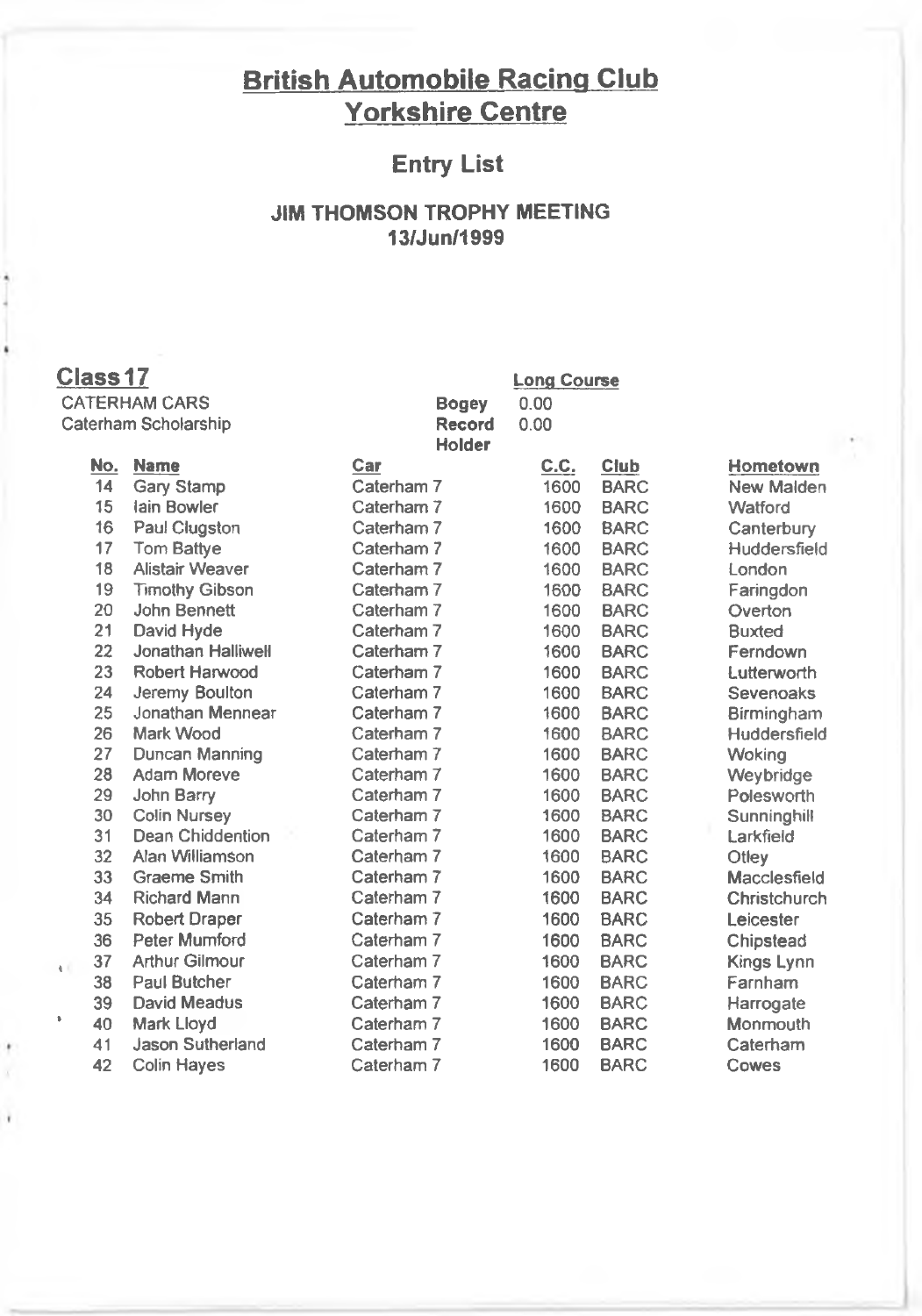# British Automobile Racing Club
## Yorkshire Centre

## Entry List

### JIM THOMSON TROPHY MEETING
### 13/Jun/1999

**Class 17**

CATERHAM CARS
Caterham Scholarship

**Long Course**

Bogey 0.00
Record 0.00
Holder

| No. | Name | Car | C.C. | Club | Hometown |
|---|---|---|---|---|---|
| 14 | Gary Stamp | Caterham 7 | 1600 | BARC | New Malden |
| 15 | Iain Bowler | Caterham 7 | 1600 | BARC | Watford |
| 16 | Paul Clugston | Caterham 7 | 1600 | BARC | Canterbury |
| 17 | Tom Battye | Caterham 7 | 1600 | BARC | Huddersfield |
| 18 | Alistair Weaver | Caterham 7 | 1600 | BARC | London |
| 19 | Timothy Gibson | Caterham 7 | 1600 | BARC | Faringdon |
| 20 | John Bennett | Caterham 7 | 1600 | BARC | Overton |
| 21 | David Hyde | Caterham 7 | 1600 | BARC | Buxted |
| 22 | Jonathan Halliwell | Caterham 7 | 1600 | BARC | Ferndown |
| 23 | Robert Harwood | Caterham 7 | 1600 | BARC | Lutterworth |
| 24 | Jeremy Boulton | Caterham 7 | 1600 | BARC | Sevenoaks |
| 25 | Jonathan Mennear | Caterham 7 | 1600 | BARC | Birmingham |
| 26 | Mark Wood | Caterham 7 | 1600 | BARC | Huddersfield |
| 27 | Duncan Manning | Caterham 7 | 1600 | BARC | Woking |
| 28 | Adam Moreve | Caterham 7 | 1600 | BARC | Weybridge |
| 29 | John Barry | Caterham 7 | 1600 | BARC | Polesworth |
| 30 | Colin Nursey | Caterham 7 | 1600 | BARC | Sunninghill |
| 31 | Dean Chiddention | Caterham 7 | 1600 | BARC | Larkfield |
| 32 | Alan Williamson | Caterham 7 | 1600 | BARC | Otley |
| 33 | Graeme Smith | Caterham 7 | 1600 | BARC | Macclesfield |
| 34 | Richard Mann | Caterham 7 | 1600 | BARC | Christchurch |
| 35 | Robert Draper | Caterham 7 | 1600 | BARC | Leicester |
| 36 | Peter Mumford | Caterham 7 | 1600 | BARC | Chipstead |
| 37 | Arthur Gilmour | Caterham 7 | 1600 | BARC | Kings Lynn |
| 38 | Paul Butcher | Caterham 7 | 1600 | BARC | Farnham |
| 39 | David Meadus | Caterham 7 | 1600 | BARC | Harrogate |
| 40 | Mark Lloyd | Caterham 7 | 1600 | BARC | Monmouth |
| 41 | Jason Sutherland | Caterham 7 | 1600 | BARC | Caterham |
| 42 | Colin Hayes | Caterham 7 | 1600 | BARC | Cowes |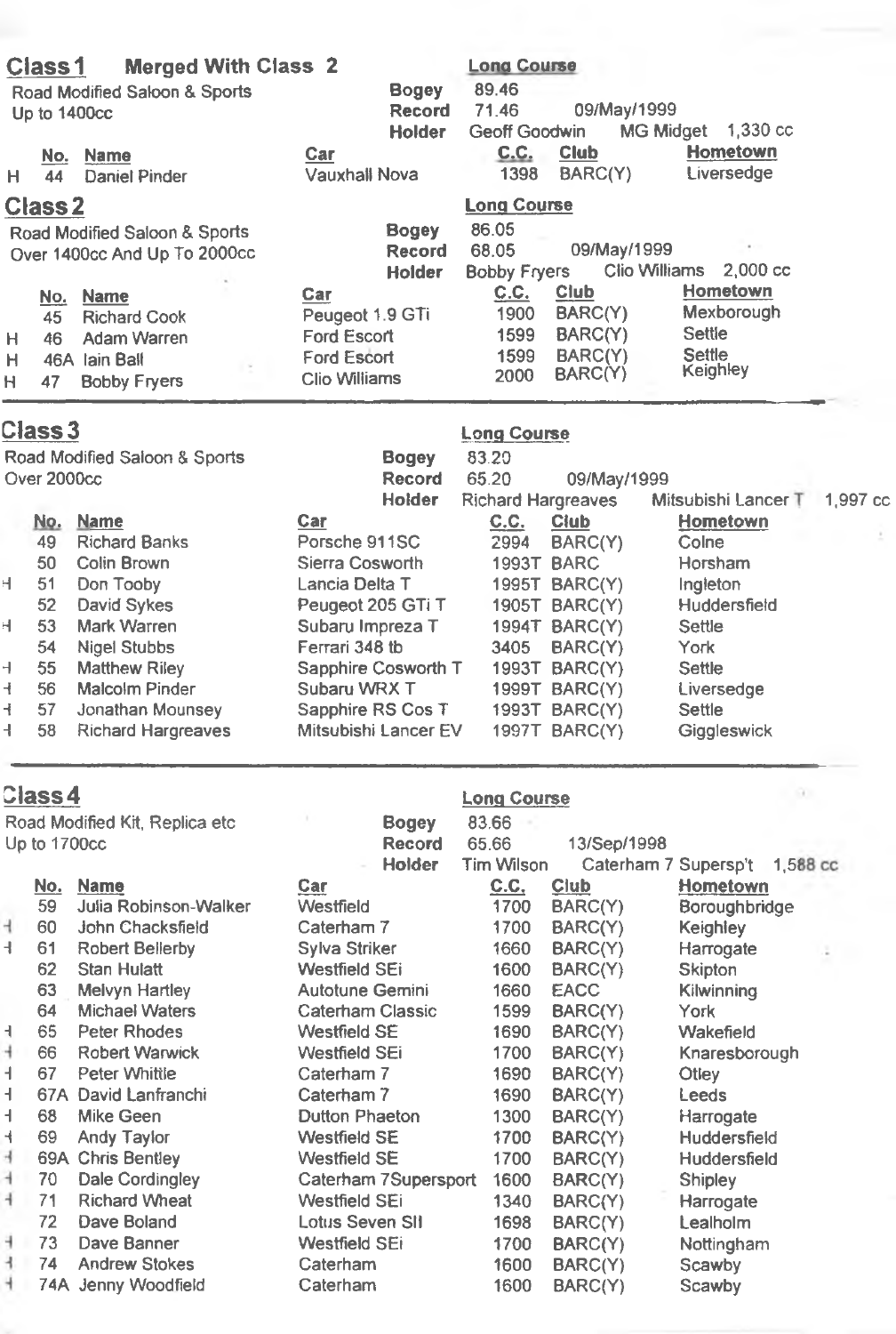## Class 1 Merged With Class 2

Road Modified Saloon & Sports
Up to 1400cc

**Long Course**
Bogey 89.46
Record 71.46 09/May/1999
Holder Geoff Goodwin MG Midget 1,330 cc

| | No. | Name | Car | C.C. | Club | Hometown |
|---|---|---|---|---|---|---|
| H | 44 | Daniel Pinder | Vauxhall Nova | 1398 | BARC(Y) | Liversedge |

## Class 2

Road Modified Saloon & Sports
Over 1400cc And Up To 2000cc

**Long Course**
Bogey 86.05
Record 68.05 09/May/1999
Holder Bobby Fryers Clio Williams 2,000 cc

| | No. | Name | Car | C.C. | Club | Hometown |
|---|---|---|---|---|---|---|
| | 45 | Richard Cook | Peugeot 1.9 GTi | 1900 | BARC(Y) | Mexborough |
| H | 46 | Adam Warren | Ford Escort | 1599 | BARC(Y) | Settle |
| H | 46A | Iain Ball | Ford Escort | 1599 | BARC(Y) | Settle |
| H | 47 | Bobby Fryers | Clio Williams | 2000 | BARC(Y) | Keighley |

## Class 3

Road Modified Saloon & Sports
Over 2000cc

**Long Course**
Bogey 83.20
Record 65.20 09/May/1999
Holder Richard Hargreaves Mitsubishi Lancer T 1,997 cc

| | No. | Name | Car | C.C. | Club | Hometown |
|---|---|---|---|---|---|---|
| | 49 | Richard Banks | Porsche 911SC | 2994 | BARC(Y) | Colne |
| | 50 | Colin Brown | Sierra Cosworth | 1993T | BARC | Horsham |
| H | 51 | Don Tooby | Lancia Delta T | 1995T | BARC(Y) | Ingleton |
| | 52 | David Sykes | Peugeot 205 GTi T | 1905T | BARC(Y) | Huddersfield |
| H | 53 | Mark Warren | Subaru Impreza T | 1994T | BARC(Y) | Settle |
| | 54 | Nigel Stubbs | Ferrari 348 tb | 3405 | BARC(Y) | York |
| H | 55 | Matthew Riley | Sapphire Cosworth T | 1993T | BARC(Y) | Settle |
| H | 56 | Malcolm Pinder | Subaru WRX T | 1999T | BARC(Y) | Liversedge |
| H | 57 | Jonathan Mounsey | Sapphire RS Cos T | 1993T | BARC(Y) | Settle |
| H | 58 | Richard Hargreaves | Mitsubishi Lancer EV | 1997T | BARC(Y) | Giggleswick |

## Class 4

Road Modified Kit, Replica etc
Up to 1700cc

**Long Course**
Bogey 83.66
Record 65.66 13/Sep/1998
Holder Tim Wilson Caterham 7 Supersp't 1,588 cc

| | No. | Name | Car | C.C. | Club | Hometown |
|---|---|---|---|---|---|---|
| | 59 | Julia Robinson-Walker | Westfield | 1700 | BARC(Y) | Boroughbridge |
| H | 60 | John Chacksfield | Caterham 7 | 1700 | BARC(Y) | Keighley |
| H | 61 | Robert Bellerby | Sylva Striker | 1660 | BARC(Y) | Harrogate |
| | 62 | Stan Hulatt | Westfield SEi | 1600 | BARC(Y) | Skipton |
| | 63 | Melvyn Hartley | Autotune Gemini | 1660 | EACC | Kilwinning |
| | 64 | Michael Waters | Caterham Classic | 1599 | BARC(Y) | York |
| H | 65 | Peter Rhodes | Westfield SE | 1690 | BARC(Y) | Wakefield |
| H | 66 | Robert Warwick | Westfield SEi | 1700 | BARC(Y) | Knaresborough |
| H | 67 | Peter Whittle | Caterham 7 | 1690 | BARC(Y) | Otley |
| H | 67A | David Lanfranchi | Caterham 7 | 1690 | BARC(Y) | Leeds |
| H | 68 | Mike Geen | Dutton Phaeton | 1300 | BARC(Y) | Harrogate |
| H | 69 | Andy Taylor | Westfield SE | 1700 | BARC(Y) | Huddersfield |
| H | 69A | Chris Bentley | Westfield SE | 1700 | BARC(Y) | Huddersfield |
| H | 70 | Dale Cordingley | Caterham 7Supersport | 1600 | BARC(Y) | Shipley |
| H | 71 | Richard Wheat | Westfield SEi | 1340 | BARC(Y) | Harrogate |
| | 72 | Dave Boland | Lotus Seven SII | 1698 | BARC(Y) | Lealholm |
| H | 73 | Dave Banner | Westfield SEi | 1700 | BARC(Y) | Nottingham |
| H | 74 | Andrew Stokes | Caterham | 1600 | BARC(Y) | Scawby |
| H | 74A | Jenny Woodfield | Caterham | 1600 | BARC(Y) | Scawby |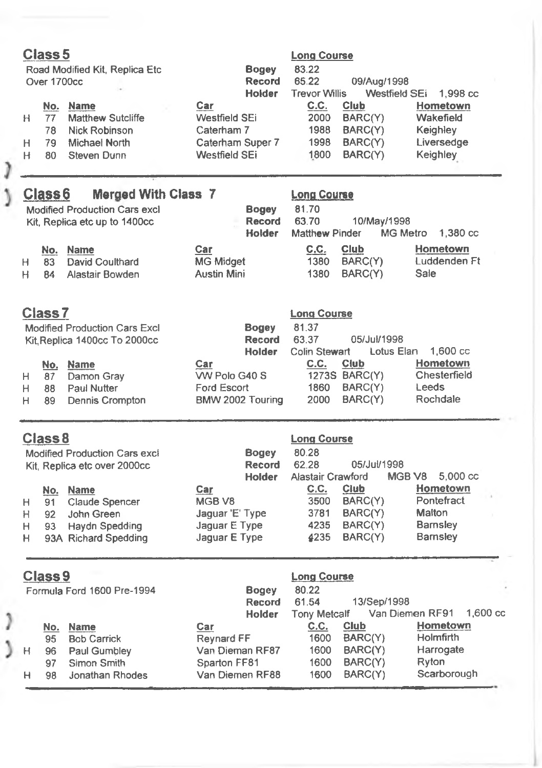## Class 5

Road Modified Kit, Replica Etc
Over 1700cc

**Long Course**

**Bogey** 83.22
**Record** 65.22 09/Aug/1998
**Holder** Trevor Willis Westfield SEi 1,998 cc

| | No. | Name | Car | C.C. | Club | Hometown |
|---|---|---|---|---|---|---|
| H | 77 | Matthew Sutcliffe | Westfield SEi | 2000 | BARC(Y) | Wakefield |
| | 78 | Nick Robinson | Caterham 7 | 1988 | BARC(Y) | Keighley |
| H | 79 | Michael North | Caterham Super 7 | 1998 | BARC(Y) | Liversedge |
| H | 80 | Steven Dunn | Westfield SEi | 1800 | BARC(Y) | Keighley |

## Class 6 Merged With Class 7

Modified Production Cars excl
Kit, Replica etc up to 1400cc

**Long Course**

**Bogey** 81.70
**Record** 63.70 10/May/1998
**Holder** Matthew Pinder MG Metro 1,380 cc

| | No. | Name | Car | C.C. | Club | Hometown |
|---|---|---|---|---|---|---|
| H | 83 | David Coulthard | MG Midget | 1380 | BARC(Y) | Luddenden Ft |
| H | 84 | Alastair Bowden | Austin Mini | 1380 | BARC(Y) | Sale |

## Class 7

Modified Production Cars Excl
Kit,Replica 1400cc To 2000cc

**Long Course**

**Bogey** 81.37
**Record** 63.37 05/Jul/1998
**Holder** Colin Stewart Lotus Elan 1,600 cc

| | No. | Name | Car | C.C. | Club | Hometown |
|---|---|---|---|---|---|---|
| H | 87 | Damon Gray | VW Polo G40 S | 1273S | BARC(Y) | Chesterfield |
| H | 88 | Paul Nutter | Ford Escort | 1860 | BARC(Y) | Leeds |
| H | 89 | Dennis Crompton | BMW 2002 Touring | 2000 | BARC(Y) | Rochdale |

## Class 8

Modified Production Cars excl
Kit, Replica etc over 2000cc

**Long Course**

**Bogey** 80.28
**Record** 62.28 05/Jul/1998
**Holder** Alastair Crawford MGB V8 5,000 cc

| | No. | Name | Car | C.C. | Club | Hometown |
|---|---|---|---|---|---|---|
| H | 91 | Claude Spencer | MGB V8 | 3500 | BARC(Y) | Pontefract |
| H | 92 | John Green | Jaguar 'E' Type | 3781 | BARC(Y) | Malton |
| H | 93 | Haydn Spedding | Jaguar E Type | 4235 | BARC(Y) | Barnsley |
| H | 93A | Richard Spedding | Jaguar E Type | 4235 | BARC(Y) | Barnsley |

## Class 9

Formula Ford 1600 Pre-1994

**Long Course**

**Bogey** 80.22
**Record** 61.54 13/Sep/1998
**Holder** Tony Metcalf Van Diemen RF91 1,600 cc

| | No. | Name | Car | C.C. | Club | Hometown |
|---|---|---|---|---|---|---|
| | 95 | Bob Carrick | Reynard FF | 1600 | BARC(Y) | Holmfirth |
| H | 96 | Paul Gumbley | Van Dieman RF87 | 1600 | BARC(Y) | Harrogate |
| | 97 | Simon Smith | Sparton FF81 | 1600 | BARC(Y) | Ryton |
| H | 98 | Jonathan Rhodes | Van Diemen RF88 | 1600 | BARC(Y) | Scarborough |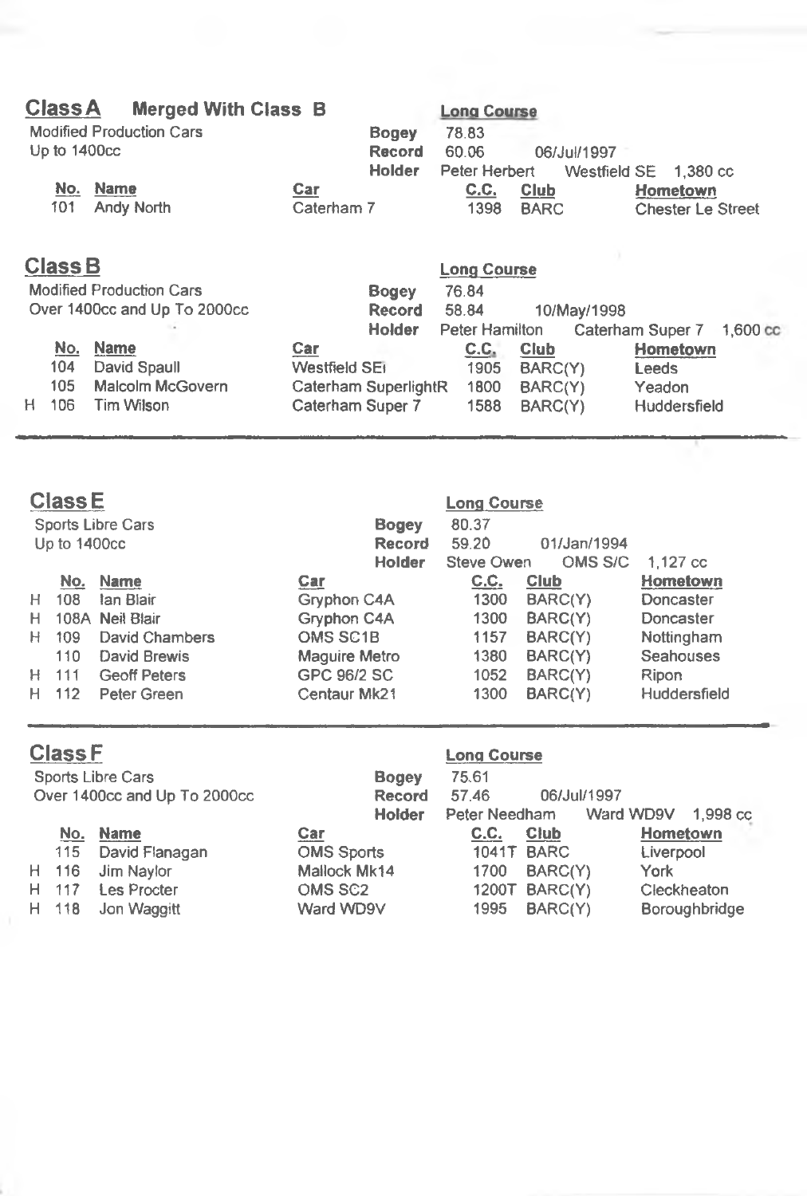## Class A Merged With Class B

Modified Production Cars
Up to 1400cc

**Long Course**

| | |
|---|---|
| **Bogey** | 78.83 |
| **Record** | 60.06 06/Jul/1997 |
| **Holder** | Peter Herbert Westfield SE 1,380 cc |

| | No. | Name | Car | C.C. | Club | Hometown |
|---|---|---|---|---|---|---|
| | 101 | Andy North | Caterham 7 | 1398 | BARC | Chester Le Street |

## Class B

Modified Production Cars
Over 1400cc and Up To 2000cc

**Long Course**

| | |
|---|---|
| **Bogey** | 76.84 |
| **Record** | 58.84 10/May/1998 |
| **Holder** | Peter Hamilton Caterham Super 7 1,600 cc |

| | No. | Name | Car | C.C. | Club | Hometown |
|---|---|---|---|---|---|---|
| | 104 | David Spaull | Westfield SEi | 1905 | BARC(Y) | Leeds |
| | 105 | Malcolm McGovern | Caterham SuperlightR | 1800 | BARC(Y) | Yeadon |
| H | 106 | Tim Wilson | Caterham Super 7 | 1588 | BARC(Y) | Huddersfield |

## Class E

Sports Libre Cars
Up to 1400cc

**Long Course**

| | |
|---|---|
| **Bogey** | 80.37 |
| **Record** | 59.20 01/Jan/1994 |
| **Holder** | Steve Owen OMS S/C 1,127 cc |

| | No. | Name | Car | C.C. | Club | Hometown |
|---|---|---|---|---|---|---|
| H | 108 | Ian Blair | Gryphon C4A | 1300 | BARC(Y) | Doncaster |
| H | 108A | Neil Blair | Gryphon C4A | 1300 | BARC(Y) | Doncaster |
| H | 109 | David Chambers | OMS SC1B | 1157 | BARC(Y) | Nottingham |
| | 110 | David Brewis | Maguire Metro | 1380 | BARC(Y) | Seahouses |
| H | 111 | Geoff Peters | GPC 96/2 SC | 1052 | BARC(Y) | Ripon |
| H | 112 | Peter Green | Centaur Mk21 | 1300 | BARC(Y) | Huddersfield |

## Class F

Sports Libre Cars
Over 1400cc and Up To 2000cc

**Long Course**

| | |
|---|---|
| **Bogey** | 75.61 |
| **Record** | 57.46 06/Jul/1997 |
| **Holder** | Peter Needham Ward WD9V 1,998 cc |

| | No. | Name | Car | C.C. | Club | Hometown |
|---|---|---|---|---|---|---|
| | 115 | David Flanagan | OMS Sports | 1041T | BARC | Liverpool |
| H | 116 | Jim Naylor | Mallock Mk14 | 1700 | BARC(Y) | York |
| H | 117 | Les Procter | OMS SC2 | 1200T | BARC(Y) | Cleckheaton |
| H | 118 | Jon Waggitt | Ward WD9V | 1995 | BARC(Y) | Boroughbridge |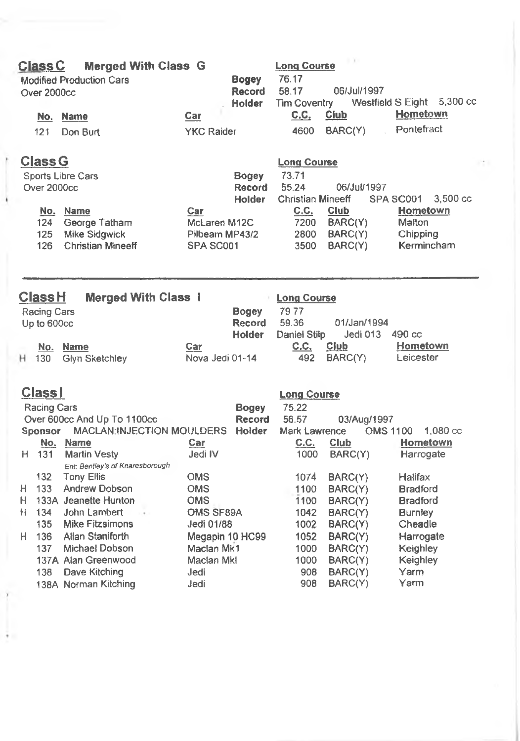## Class C Merged With Class G

Modified Production Cars
Over 2000cc

**Long Course**
**Bogey** 76.17
**Record** 58.17 06/Jul/1997
**Holder** Tim Coventry Westfield S Eight 5,300 cc

| No. | Name | Car | C.C. | Club | Hometown |
|---|---|---|---|---|---|
| 121 | Don Burt | YKC Raider | 4600 | BARC(Y) | Pontefract |

## Class G

Sports Libre Cars
Over 2000cc

**Long Course**
**Bogey** 73.71
**Record** 55.24 06/Jul/1997
**Holder** Christian Mineeff SPA SC001 3,500 cc

| No. | Name | Car | C.C. | Club | Hometown |
|---|---|---|---|---|---|
| 124 | George Tatham | McLaren M12C | 7200 | BARC(Y) | Malton |
| 125 | Mike Sidgwick | Pilbeam MP43/2 | 2800 | BARC(Y) | Chipping |
| 126 | Christian Mineeff | SPA SC001 | 3500 | BARC(Y) | Kermincham |

---

## Class H Merged With Class I

Racing Cars
Up to 600cc

**Long Course**
**Bogey** 79 77
**Record** 59.36 01/Jan/1994
**Holder** Daniel Stilp Jedi 013 490 cc

| | No. | Name | Car | C.C. | Club | Hometown |
|---|---|---|---|---|---|---|
| H | 130 | Glyn Sketchley | Nova Jedi 01-14 | 492 | BARC(Y) | Leicester |

## Class I

Racing Cars
Over 600cc And Up To 1100cc
**Sponsor** MACLAN:INJECTION MOULDERS

**Long Course**
**Bogey** 75.22
**Record** 56.57 03/Aug/1997
**Holder** Mark Lawrence OMS 1100 1,080 cc

| | No. | Name | Car | C.C. | Club | Hometown |
|---|---|---|---|---|---|---|
| H | 131 | Martin Vesty<br>*Ent: Bentley's of Knaresborough* | Jedi IV | 1000 | BARC(Y) | Harrogate |
| | 132 | Tony Ellis | OMS | 1074 | BARC(Y) | Halifax |
| H | 133 | Andrew Dobson | OMS | 1100 | BARC(Y) | Bradford |
| H | 133A | Jeanette Hunton | OMS | 1100 | BARC(Y) | Bradford |
| H | 134 | John Lambert | OMS SF89A | 1042 | BARC(Y) | Burnley |
| | 135 | Mike Fitzsimons | Jedi 01/88 | 1002 | BARC(Y) | Cheadle |
| H | 136 | Allan Staniforth | Megapin 10 HC99 | 1052 | BARC(Y) | Harrogate |
| | 137 | Michael Dobson | Maclan Mk1 | 1000 | BARC(Y) | Keighley |
| | 137A | Alan Greenwood | Maclan MkI | 1000 | BARC(Y) | Keighley |
| | 138 | Dave Kitching | Jedi | 908 | BARC(Y) | Yarm |
| | 138A | Norman Kitching | Jedi | 908 | BARC(Y) | Yarm |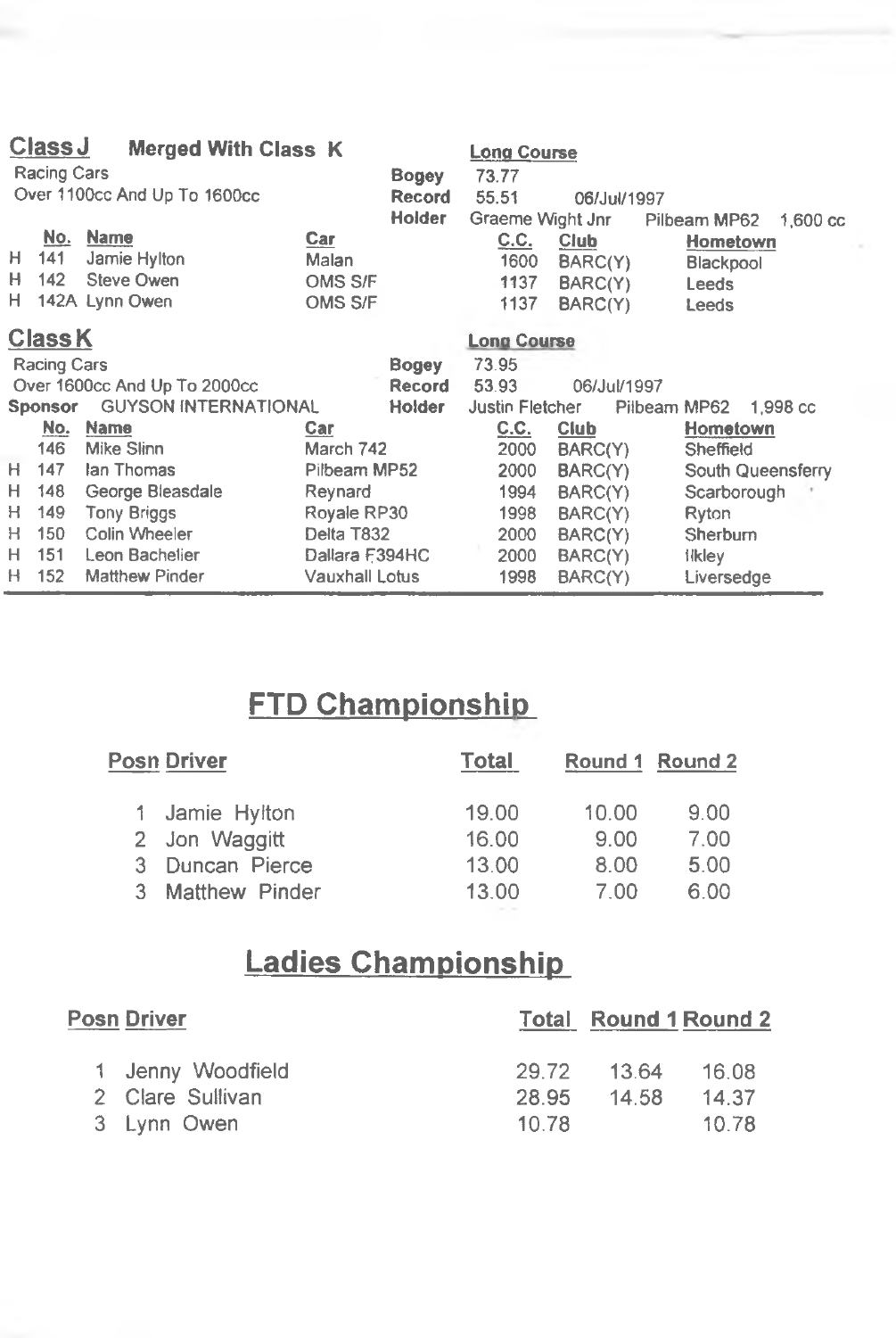## Class J — Merged With Class K

Racing Cars
Over 1100cc And Up To 1600cc

**Long Course**
**Bogey** 73.77
**Record** 55.51 06/Jul/1997
**Holder** Graeme Wight Jnr Pilbeam MP62 1,600 cc

| | No. | Name | Car | C.C. | Club | Hometown |
|---|---|---|---|---|---|---|
| H | 141 | Jamie Hylton | Malan | 1600 | BARC(Y) | Blackpool |
| H | 142 | Steve Owen | OMS S/F | 1137 | BARC(Y) | Leeds |
| H | 142A | Lynn Owen | OMS S/F | 1137 | BARC(Y) | Leeds |

## Class K

Racing Cars
Over 1600cc And Up To 2000cc
**Sponsor** GUYSON INTERNATIONAL

**Long Course**
**Bogey** 73.95
**Record** 53.93 06/Jul/1997
**Holder** Justin Fletcher Pilbeam MP62 1,998 cc

| | No. | Name | Car | C.C. | Club | Hometown |
|---|---|---|---|---|---|---|
| | 146 | Mike Slinn | March 742 | 2000 | BARC(Y) | Sheffield |
| H | 147 | Ian Thomas | Pilbeam MP52 | 2000 | BARC(Y) | South Queensferry |
| H | 148 | George Bleasdale | Reynard | 1994 | BARC(Y) | Scarborough |
| H | 149 | Tony Briggs | Royale RP30 | 1998 | BARC(Y) | Ryton |
| H | 150 | Colin Wheeler | Delta T832 | 2000 | BARC(Y) | Sherburn |
| H | 151 | Leon Bachelier | Dallara F394HC | 2000 | BARC(Y) | Ilkley |
| H | 152 | Matthew Pinder | Vauxhall Lotus | 1998 | BARC(Y) | Liversedge |

# FTD Championship

| Posn | Driver | Total | Round 1 | Round 2 |
|---|---|---|---|---|
| 1 | Jamie Hylton | 19.00 | 10.00 | 9.00 |
| 2 | Jon Waggitt | 16.00 | 9.00 | 7.00 |
| 3 | Duncan Pierce | 13.00 | 8.00 | 5.00 |
| 3 | Matthew Pinder | 13.00 | 7.00 | 6.00 |

# Ladies Championship

| Posn | Driver | Total | Round 1 | Round 2 |
|---|---|---|---|---|
| 1 | Jenny Woodfield | 29.72 | 13.64 | 16.08 |
| 2 | Clare Sullivan | 28.95 | 14.58 | 14.37 |
| 3 | Lynn Owen | 10.78 | | 10.78 |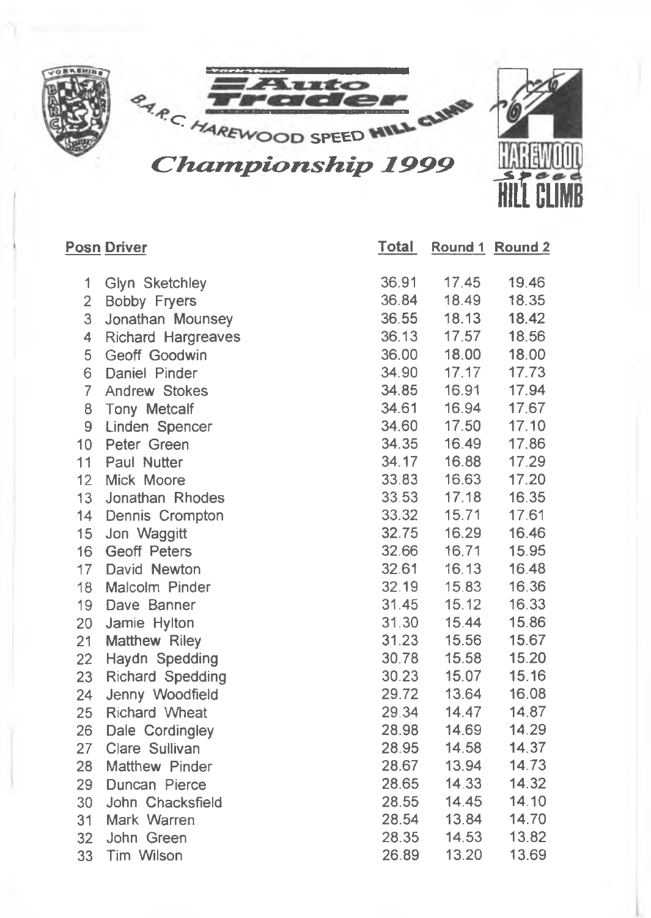# Yorkshire Auto Trader B.A.R.C. Harewood Speed Hill Climb Championship 1999

| Posn | Driver | Total | Round 1 | Round 2 |
|---|---|---|---|---|
| 1 | Glyn Sketchley | 36.91 | 17.45 | 19.46 |
| 2 | Bobby Fryers | 36.84 | 18.49 | 18.35 |
| 3 | Jonathan Mounsey | 36.55 | 18.13 | 18.42 |
| 4 | Richard Hargreaves | 36.13 | 17.57 | 18.56 |
| 5 | Geoff Goodwin | 36.00 | 18.00 | 18.00 |
| 6 | Daniel Pinder | 34.90 | 17.17 | 17.73 |
| 7 | Andrew Stokes | 34.85 | 16.91 | 17.94 |
| 8 | Tony Metcalf | 34.61 | 16.94 | 17.67 |
| 9 | Linden Spencer | 34.60 | 17.50 | 17.10 |
| 10 | Peter Green | 34.35 | 16.49 | 17.86 |
| 11 | Paul Nutter | 34.17 | 16.88 | 17.29 |
| 12 | Mick Moore | 33.83 | 16.63 | 17.20 |
| 13 | Jonathan Rhodes | 33.53 | 17.18 | 16.35 |
| 14 | Dennis Crompton | 33.32 | 15.71 | 17.61 |
| 15 | Jon Waggitt | 32.75 | 16.29 | 16.46 |
| 16 | Geoff Peters | 32.66 | 16.71 | 15.95 |
| 17 | David Newton | 32.61 | 16.13 | 16.48 |
| 18 | Malcolm Pinder | 32.19 | 15.83 | 16.36 |
| 19 | Dave Banner | 31.45 | 15.12 | 16.33 |
| 20 | Jamie Hylton | 31.30 | 15.44 | 15.86 |
| 21 | Matthew Riley | 31.23 | 15.56 | 15.67 |
| 22 | Haydn Spedding | 30.78 | 15.58 | 15.20 |
| 23 | Richard Spedding | 30.23 | 15.07 | 15.16 |
| 24 | Jenny Woodfield | 29.72 | 13.64 | 16.08 |
| 25 | Richard Wheat | 29.34 | 14.47 | 14.87 |
| 26 | Dale Cordingley | 28.98 | 14.69 | 14.29 |
| 27 | Clare Sullivan | 28.95 | 14.58 | 14.37 |
| 28 | Matthew Pinder | 28.67 | 13.94 | 14.73 |
| 29 | Duncan Pierce | 28.65 | 14.33 | 14.32 |
| 30 | John Chacksfield | 28.55 | 14.45 | 14.10 |
| 31 | Mark Warren | 28.54 | 13.84 | 14.70 |
| 32 | John Green | 28.35 | 14.53 | 13.82 |
| 33 | Tim Wilson | 26.89 | 13.20 | 13.69 |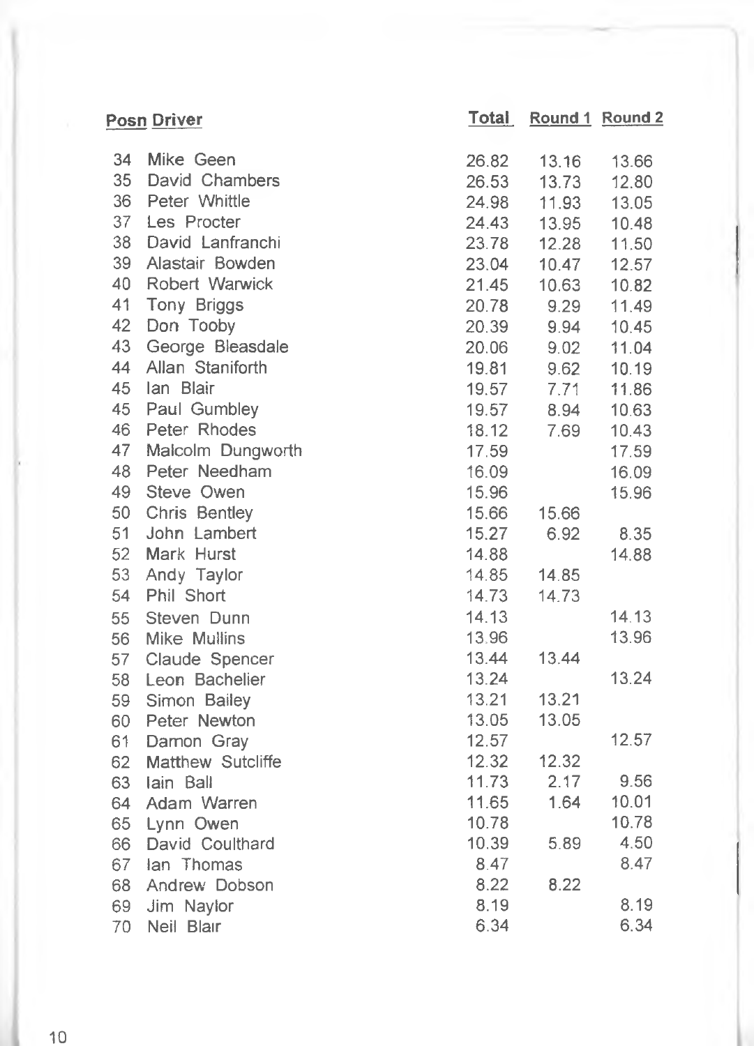| Posn | Driver | Total | Round 1 | Round 2 |
| --- | --- | --- | --- | --- |
| 34 | Mike Geen | 26.82 | 13.16 | 13.66 |
| 35 | David Chambers | 26.53 | 13.73 | 12.80 |
| 36 | Peter Whittle | 24.98 | 11.93 | 13.05 |
| 37 | Les Procter | 24.43 | 13.95 | 10.48 |
| 38 | David Lanfranchi | 23.78 | 12.28 | 11.50 |
| 39 | Alastair Bowden | 23.04 | 10.47 | 12.57 |
| 40 | Robert Warwick | 21.45 | 10.63 | 10.82 |
| 41 | Tony Briggs | 20.78 | 9.29 | 11.49 |
| 42 | Don Tooby | 20.39 | 9.94 | 10.45 |
| 43 | George Bleasdale | 20.06 | 9.02 | 11.04 |
| 44 | Allan Staniforth | 19.81 | 9.62 | 10.19 |
| 45 | Ian Blair | 19.57 | 7.71 | 11.86 |
| 45 | Paul Gumbley | 19.57 | 8.94 | 10.63 |
| 46 | Peter Rhodes | 18.12 | 7.69 | 10.43 |
| 47 | Malcolm Dungworth | 17.59 | | 17.59 |
| 48 | Peter Needham | 16.09 | | 16.09 |
| 49 | Steve Owen | 15.96 | | 15.96 |
| 50 | Chris Bentley | 15.66 | 15.66 | |
| 51 | John Lambert | 15.27 | 6.92 | 8.35 |
| 52 | Mark Hurst | 14.88 | | 14.88 |
| 53 | Andy Taylor | 14.85 | 14.85 | |
| 54 | Phil Short | 14.73 | 14.73 | |
| 55 | Steven Dunn | 14.13 | | 14.13 |
| 56 | Mike Mullins | 13.96 | | 13.96 |
| 57 | Claude Spencer | 13.44 | 13.44 | |
| 58 | Leon Bachelier | 13.24 | | 13.24 |
| 59 | Simon Bailey | 13.21 | 13.21 | |
| 60 | Peter Newton | 13.05 | 13.05 | |
| 61 | Damon Gray | 12.57 | | 12.57 |
| 62 | Matthew Sutcliffe | 12.32 | 12.32 | |
| 63 | Iain Ball | 11.73 | 2.17 | 9.56 |
| 64 | Adam Warren | 11.65 | 1.64 | 10.01 |
| 65 | Lynn Owen | 10.78 | | 10.78 |
| 66 | David Coulthard | 10.39 | 5.89 | 4.50 |
| 67 | Ian Thomas | 8.47 | | 8.47 |
| 68 | Andrew Dobson | 8.22 | 8.22 | |
| 69 | Jim Naylor | 8.19 | | 8.19 |
| 70 | Neil Blair | 6.34 | | 6.34 |